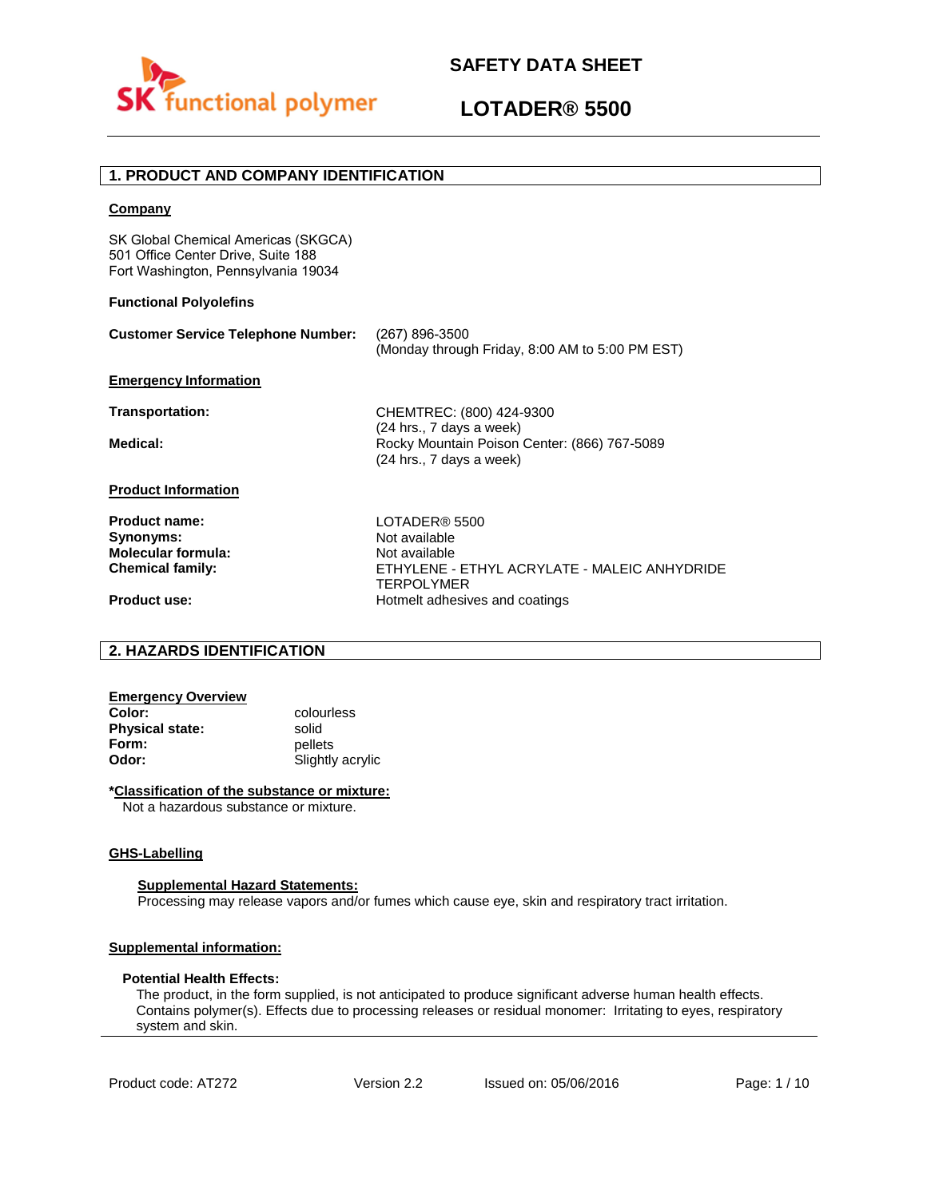# SAFETY DATA SHEET

# LOTADER® 5500

## 1. PRODUCT AND COMPANY IDENTIFICATION

**Company**

SK Global Chemical Americas (SKGCA)
501 Office Center Drive, Suite 188
Fort Washington, Pennsylvania 19034

**Functional Polyolefins**

**Customer Service Telephone Number:** (267) 896-3500
(Monday through Friday, 8:00 AM to 5:00 PM EST)

**Emergency Information**

**Transportation:** CHEMTREC: (800) 424-9300
(24 hrs., 7 days a week)

**Medical:** Rocky Mountain Poison Center: (866) 767-5089
(24 hrs., 7 days a week)

**Product Information**

**Product name:** LOTADER® 5500
**Synonyms:** Not available
**Molecular formula:** Not available
**Chemical family:** ETHYLENE - ETHYL ACRYLATE - MALEIC ANHYDRIDE TERPOLYMER
**Product use:** Hotmelt adhesives and coatings

## 2. HAZARDS IDENTIFICATION

**Emergency Overview**

**Color:** colourless
**Physical state:** solid
**Form:** pellets
**Odor:** Slightly acrylic

***Classification of the substance or mixture:**

Not a hazardous substance or mixture.

**GHS-Labelling**

**Supplemental Hazard Statements:**

Processing may release vapors and/or fumes which cause eye, skin and respiratory tract irritation.

**Supplemental information:**

**Potential Health Effects:**

The product, in the form supplied, is not anticipated to produce significant adverse human health effects. Contains polymer(s). Effects due to processing releases or residual monomer: Irritating to eyes, respiratory system and skin.

Product code: AT272 Version 2.2 Issued on: 05/06/2016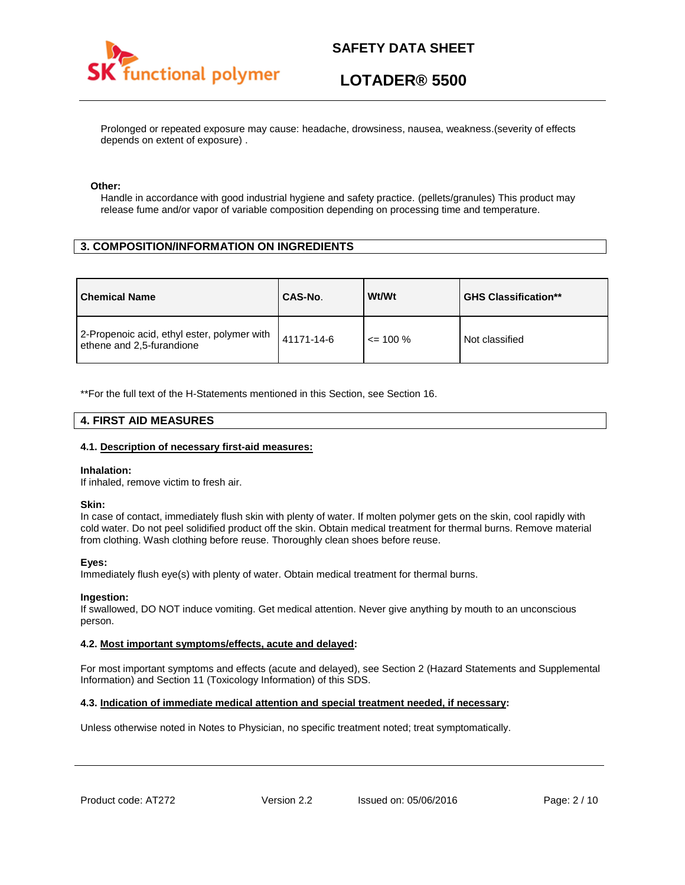Prolonged or repeated exposure may cause: headache, drowsiness, nausea, weakness.(severity of effects depends on extent of exposure) .

**Other:**

Handle in accordance with good industrial hygiene and safety practice. (pellets/granules) This product may release fume and/or vapor of variable composition depending on processing time and temperature.

## 3. COMPOSITION/INFORMATION ON INGREDIENTS

| Chemical Name | CAS-No. | Wt/Wt | GHS Classification** |
| --- | --- | --- | --- |
| 2-Propenoic acid, ethyl ester, polymer with ethene and 2,5-furandione | 41171-14-6 | <= 100 % | Not classified |

**For the full text of the H-Statements mentioned in this Section, see Section 16.

## 4. FIRST AID MEASURES

### 4.1. Description of necessary first-aid measures:

**Inhalation:**

If inhaled, remove victim to fresh air.

**Skin:**

In case of contact, immediately flush skin with plenty of water. If molten polymer gets on the skin, cool rapidly with cold water. Do not peel solidified product off the skin. Obtain medical treatment for thermal burns. Remove material from clothing. Wash clothing before reuse. Thoroughly clean shoes before reuse.

**Eyes:**

Immediately flush eye(s) with plenty of water. Obtain medical treatment for thermal burns.

**Ingestion:**

If swallowed, DO NOT induce vomiting. Get medical attention. Never give anything by mouth to an unconscious person.

### 4.2. Most important symptoms/effects, acute and delayed:

For most important symptoms and effects (acute and delayed), see Section 2 (Hazard Statements and Supplemental Information) and Section 11 (Toxicology Information) of this SDS.

### 4.3. Indication of immediate medical attention and special treatment needed, if necessary:

Unless otherwise noted in Notes to Physician, no specific treatment noted; treat symptomatically.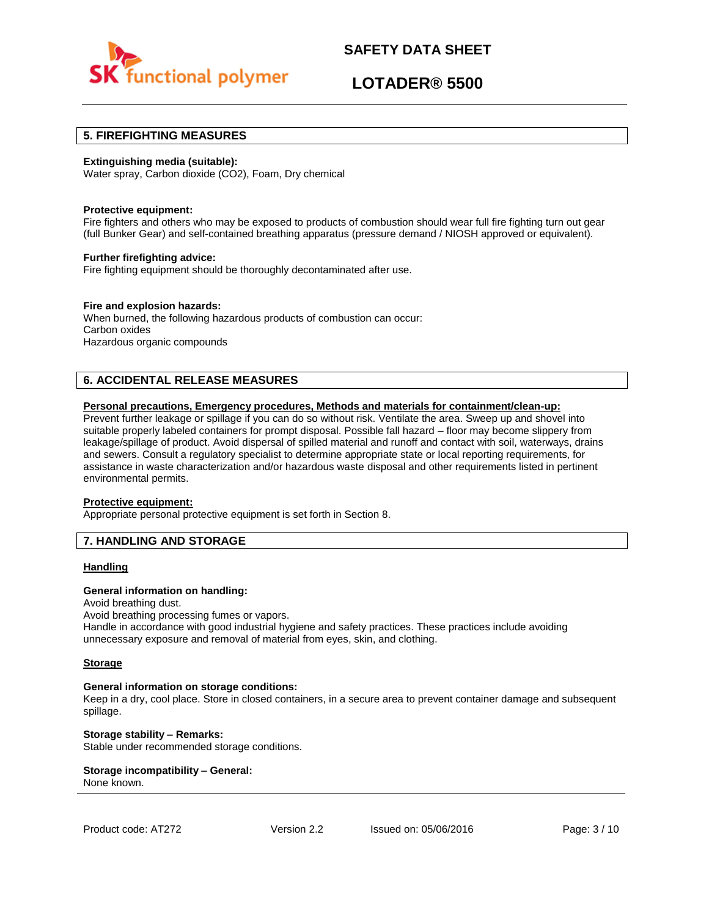## 5. FIREFIGHTING MEASURES

**Extinguishing media (suitable):**
Water spray, Carbon dioxide ($CO_2$), Foam, Dry chemical

**Protective equipment:**
Fire fighters and others who may be exposed to products of combustion should wear full fire fighting turn out gear (full Bunker Gear) and self-contained breathing apparatus (pressure demand / NIOSH approved or equivalent).

**Further firefighting advice:**
Fire fighting equipment should be thoroughly decontaminated after use.

**Fire and explosion hazards:**
When burned, the following hazardous products of combustion can occur:
Carbon oxides
Hazardous organic compounds

## 6. ACCIDENTAL RELEASE MEASURES

**Personal precautions, Emergency procedures, Methods and materials for containment/clean-up:**
Prevent further leakage or spillage if you can do so without risk. Ventilate the area. Sweep up and shovel into suitable properly labeled containers for prompt disposal. Possible fall hazard – floor may become slippery from leakage/spillage of product. Avoid dispersal of spilled material and runoff and contact with soil, waterways, drains and sewers. Consult a regulatory specialist to determine appropriate state or local reporting requirements, for assistance in waste characterization and/or hazardous waste disposal and other requirements listed in pertinent environmental permits.

**Protective equipment:**
Appropriate personal protective equipment is set forth in Section 8.

## 7. HANDLING AND STORAGE

### Handling

**General information on handling:**
Avoid breathing dust.
Avoid breathing processing fumes or vapors.
Handle in accordance with good industrial hygiene and safety practices. These practices include avoiding unnecessary exposure and removal of material from eyes, skin, and clothing.

### Storage

**General information on storage conditions:**
Keep in a dry, cool place. Store in closed containers, in a secure area to prevent container damage and subsequent spillage.

**Storage stability – Remarks:**
Stable under recommended storage conditions.

**Storage incompatibility – General:**
None known.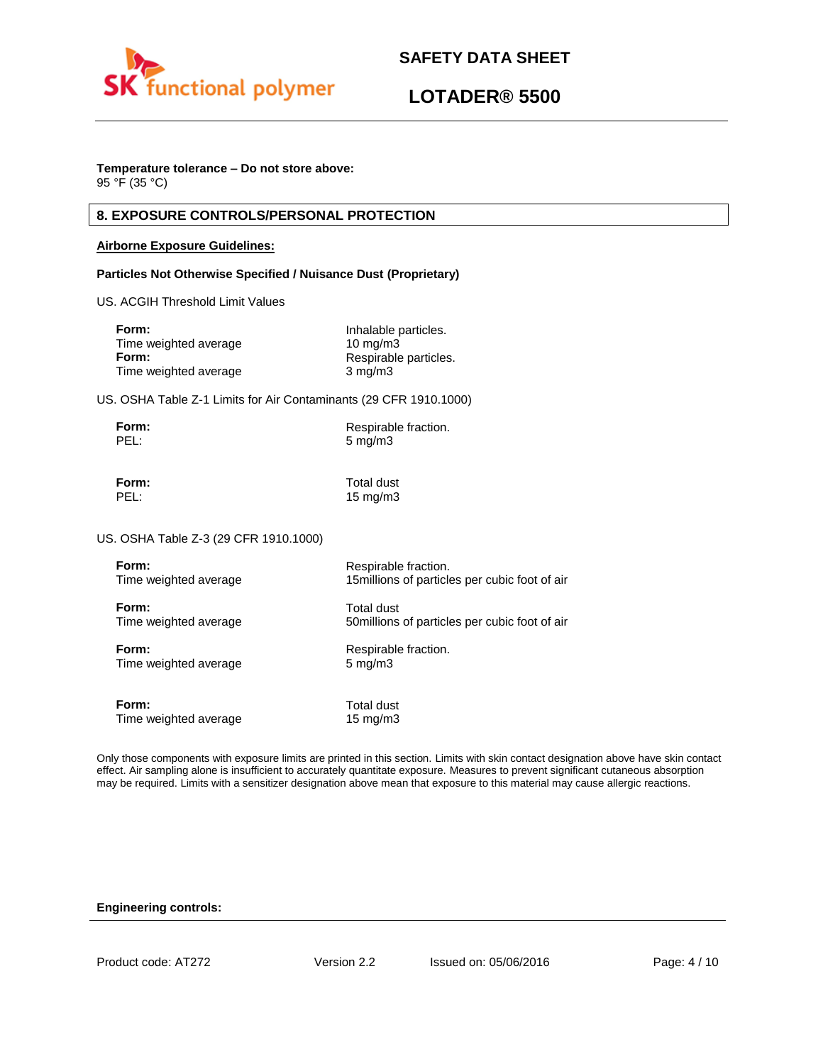**Temperature tolerance – Do not store above:**
95 °F (35 °C)

## 8. EXPOSURE CONTROLS/PERSONAL PROTECTION

**Airborne Exposure Guidelines:**

**Particles Not Otherwise Specified / Nuisance Dust (Proprietary)**

US. ACGIH Threshold Limit Values

| | |
|---|---|
| **Form:** | Inhalable particles. |
| Time weighted average | 10 mg/m3 |
| **Form:** | Respirable particles. |
| Time weighted average | 3 mg/m3 |

US. OSHA Table Z-1 Limits for Air Contaminants (29 CFR 1910.1000)

| | |
|---|---|
| **Form:** | Respirable fraction. |
| PEL: | 5 mg/m3 |
| **Form:** | Total dust |
| PEL: | 15 mg/m3 |

US. OSHA Table Z-3 (29 CFR 1910.1000)

| | |
|---|---|
| **Form:** | Respirable fraction. |
| Time weighted average | 15millions of particles per cubic foot of air |
| **Form:** | Total dust |
| Time weighted average | 50millions of particles per cubic foot of air |
| **Form:** | Respirable fraction. |
| Time weighted average | 5 mg/m3 |
| **Form:** | Total dust |
| Time weighted average | 15 mg/m3 |

Only those components with exposure limits are printed in this section. Limits with skin contact designation above have skin contact effect. Air sampling alone is insufficient to accurately quantitate exposure. Measures to prevent significant cutaneous absorption may be required. Limits with a sensitizer designation above mean that exposure to this material may cause allergic reactions.

**Engineering controls:**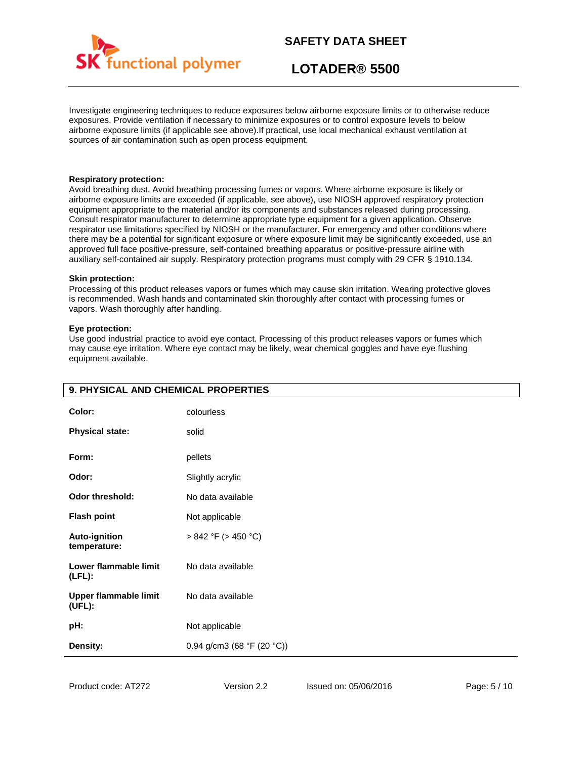Investigate engineering techniques to reduce exposures below airborne exposure limits or to otherwise reduce exposures. Provide ventilation if necessary to minimize exposures or to control exposure levels to below airborne exposure limits (if applicable see above).If practical, use local mechanical exhaust ventilation at sources of air contamination such as open process equipment.

**Respiratory protection:**
Avoid breathing dust. Avoid breathing processing fumes or vapors. Where airborne exposure is likely or airborne exposure limits are exceeded (if applicable, see above), use NIOSH approved respiratory protection equipment appropriate to the material and/or its components and substances released during processing. Consult respirator manufacturer to determine appropriate type equipment for a given application. Observe respirator use limitations specified by NIOSH or the manufacturer. For emergency and other conditions where there may be a potential for significant exposure or where exposure limit may be significantly exceeded, use an approved full face positive-pressure, self-contained breathing apparatus or positive-pressure airline with auxiliary self-contained air supply. Respiratory protection programs must comply with 29 CFR § 1910.134.

**Skin protection:**
Processing of this product releases vapors or fumes which may cause skin irritation. Wearing protective gloves is recommended. Wash hands and contaminated skin thoroughly after contact with processing fumes or vapors. Wash thoroughly after handling.

**Eye protection:**
Use good industrial practice to avoid eye contact. Processing of this product releases vapors or fumes which may cause eye irritation. Where eye contact may be likely, wear chemical goggles and have eye flushing equipment available.

## 9. PHYSICAL AND CHEMICAL PROPERTIES

| | |
|---|---|
| **Color:** | colourless |
| **Physical state:** | solid |
| **Form:** | pellets |
| **Odor:** | Slightly acrylic |
| **Odor threshold:** | No data available |
| **Flash point** | Not applicable |
| **Auto-ignition temperature:** | > 842 °F (> 450 °C) |
| **Lower flammable limit (LFL):** | No data available |
| **Upper flammable limit (UFL):** | No data available |
| **pH:** | Not applicable |
| **Density:** | 0.94 g/cm3 (68 °F (20 °C)) |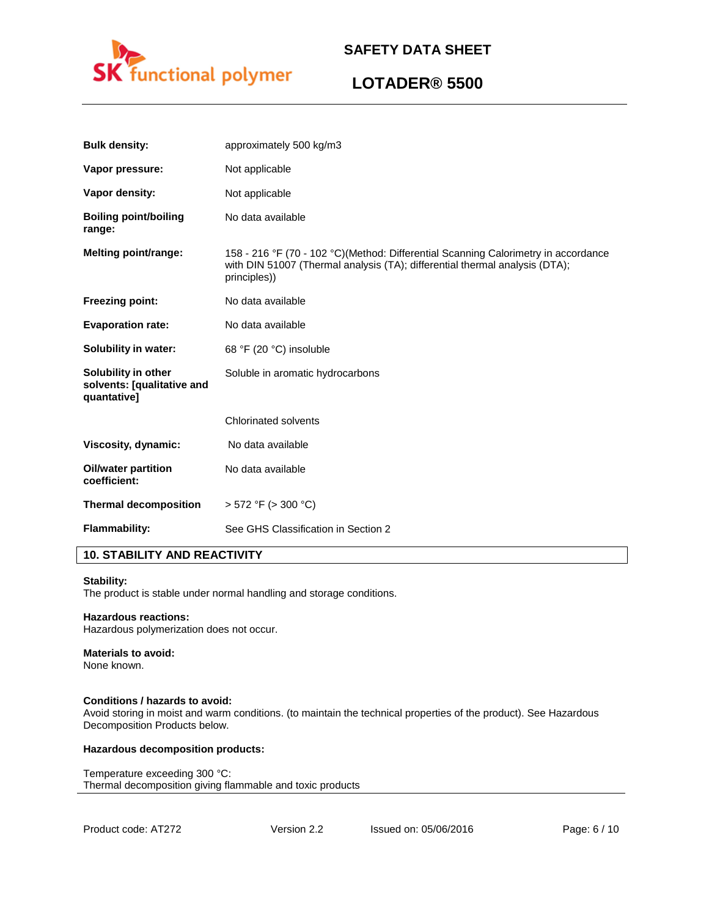| | |
|---|---|
| **Bulk density:** | approximately 500 kg/m3 |
| **Vapor pressure:** | Not applicable |
| **Vapor density:** | Not applicable |
| **Boiling point/boiling range:** | No data available |
| **Melting point/range:** | 158 - 216 °F (70 - 102 °C)(Method: Differential Scanning Calorimetry in accordance with DIN 51007 (Thermal analysis (TA); differential thermal analysis (DTA); principles)) |
| **Freezing point:** | No data available |
| **Evaporation rate:** | No data available |
| **Solubility in water:** | 68 °F (20 °C) insoluble |
| **Solubility in other solvents: [qualitative and quantative]** | Soluble in aromatic hydrocarbons |
| | Chlorinated solvents |
| **Viscosity, dynamic:** | No data available |
| **Oil/water partition coefficient:** | No data available |
| **Thermal decomposition** | > 572 °F (> 300 °C) |
| **Flammability:** | See GHS Classification in Section 2 |

## 10. STABILITY AND REACTIVITY

**Stability:**
The product is stable under normal handling and storage conditions.

**Hazardous reactions:**
Hazardous polymerization does not occur.

**Materials to avoid:**
None known.

**Conditions / hazards to avoid:**
Avoid storing in moist and warm conditions. (to maintain the technical properties of the product). See Hazardous Decomposition Products below.

**Hazardous decomposition products:**

Temperature exceeding 300 °C:
Thermal decomposition giving flammable and toxic products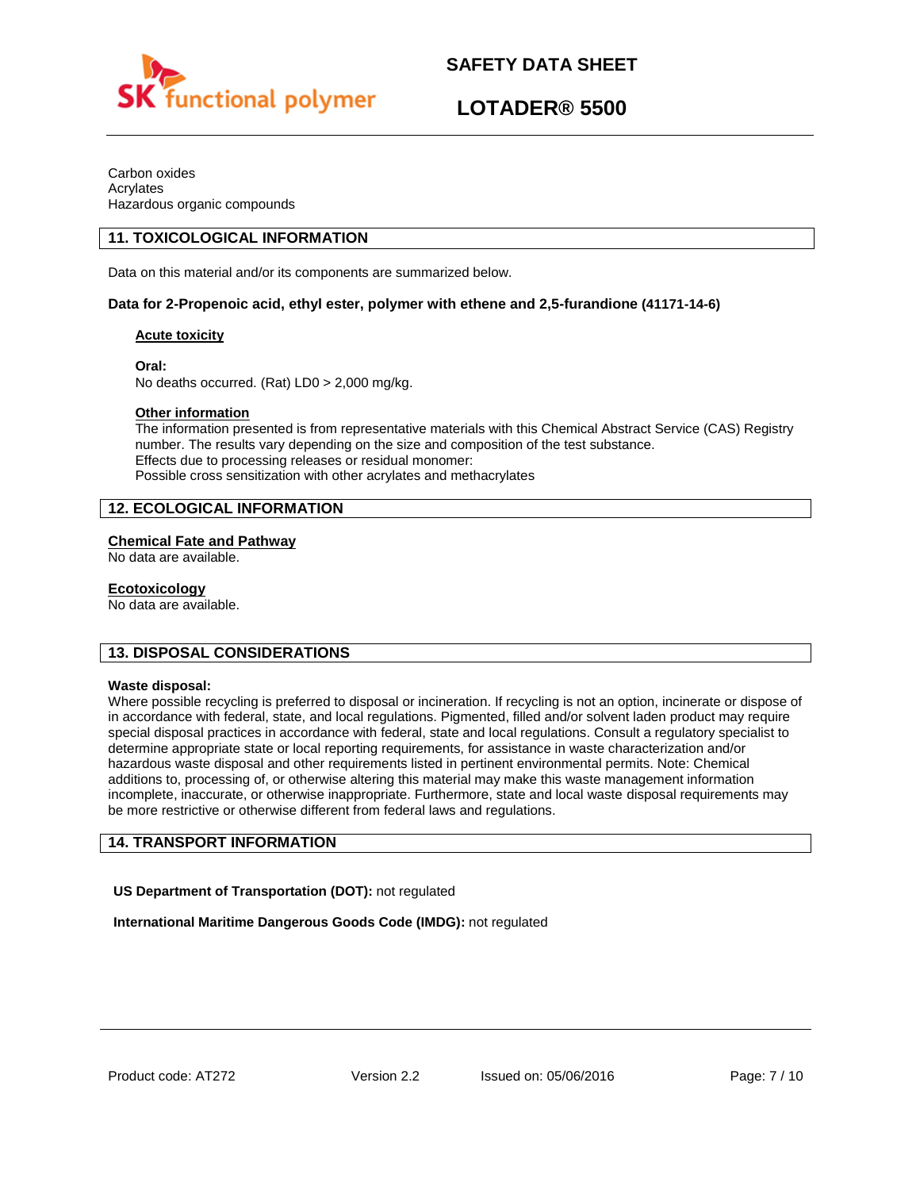Carbon oxides
Acrylates
Hazardous organic compounds

## 11. TOXICOLOGICAL INFORMATION

Data on this material and/or its components are summarized below.

**Data for 2-Propenoic acid, ethyl ester, polymer with ethene and 2,5-furandione (41171-14-6)**

**Acute toxicity**

**Oral:**
No deaths occurred. (Rat) LD0 > 2,000 mg/kg.

**Other information**
The information presented is from representative materials with this Chemical Abstract Service (CAS) Registry number. The results vary depending on the size and composition of the test substance.
Effects due to processing releases or residual monomer:
Possible cross sensitization with other acrylates and methacrylates

## 12. ECOLOGICAL INFORMATION

**Chemical Fate and Pathway**
No data are available.

**Ecotoxicology**
No data are available.

## 13. DISPOSAL CONSIDERATIONS

**Waste disposal:**
Where possible recycling is preferred to disposal or incineration. If recycling is not an option, incinerate or dispose of in accordance with federal, state, and local regulations. Pigmented, filled and/or solvent laden product may require special disposal practices in accordance with federal, state and local regulations. Consult a regulatory specialist to determine appropriate state or local reporting requirements, for assistance in waste characterization and/or hazardous waste disposal and other requirements listed in pertinent environmental permits. Note: Chemical additions to, processing of, or otherwise altering this material may make this waste management information incomplete, inaccurate, or otherwise inappropriate. Furthermore, state and local waste disposal requirements may be more restrictive or otherwise different from federal laws and regulations.

## 14. TRANSPORT INFORMATION

**US Department of Transportation (DOT):** not regulated

**International Maritime Dangerous Goods Code (IMDG):** not regulated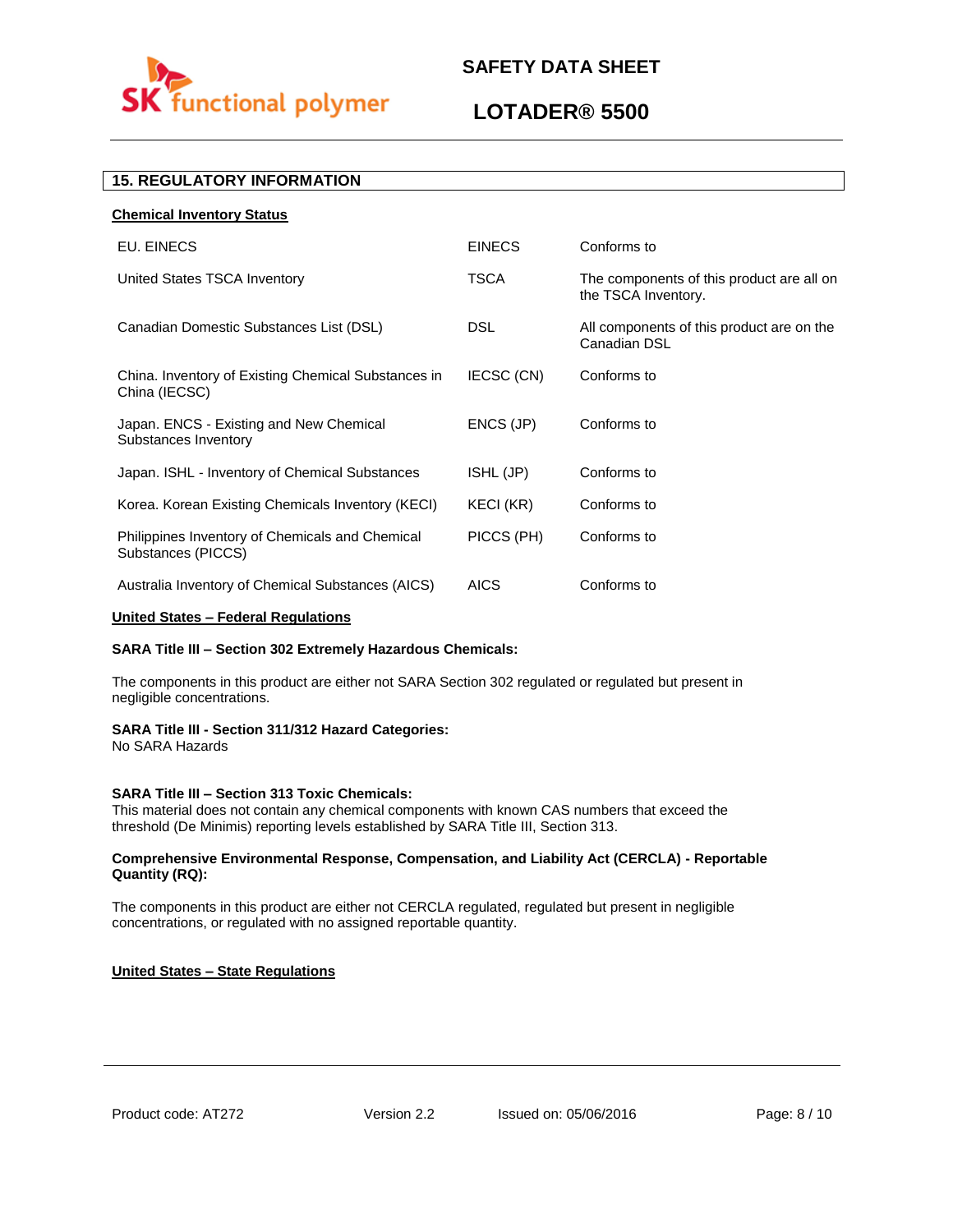## 15. REGULATORY INFORMATION

**Chemical Inventory Status**

| | | |
|---|---|---|
| EU. EINECS | EINECS | Conforms to |
| United States TSCA Inventory | TSCA | The components of this product are all on the TSCA Inventory. |
| Canadian Domestic Substances List (DSL) | DSL | All components of this product are on the Canadian DSL |
| China. Inventory of Existing Chemical Substances in China (IECSC) | IECSC (CN) | Conforms to |
| Japan. ENCS - Existing and New Chemical Substances Inventory | ENCS (JP) | Conforms to |
| Japan. ISHL - Inventory of Chemical Substances | ISHL (JP) | Conforms to |
| Korea. Korean Existing Chemicals Inventory (KECI) | KECI (KR) | Conforms to |
| Philippines Inventory of Chemicals and Chemical Substances (PICCS) | PICCS (PH) | Conforms to |
| Australia Inventory of Chemical Substances (AICS) | AICS | Conforms to |

**United States – Federal Regulations**

**SARA Title III – Section 302 Extremely Hazardous Chemicals:**

The components in this product are either not SARA Section 302 regulated or regulated but present in negligible concentrations.

**SARA Title III - Section 311/312 Hazard Categories:**
No SARA Hazards

**SARA Title III – Section 313 Toxic Chemicals:**
This material does not contain any chemical components with known CAS numbers that exceed the threshold (De Minimis) reporting levels established by SARA Title III, Section 313.

**Comprehensive Environmental Response, Compensation, and Liability Act (CERCLA) - Reportable Quantity (RQ):**

The components in this product are either not CERCLA regulated, regulated but present in negligible concentrations, or regulated with no assigned reportable quantity.

**United States – State Regulations**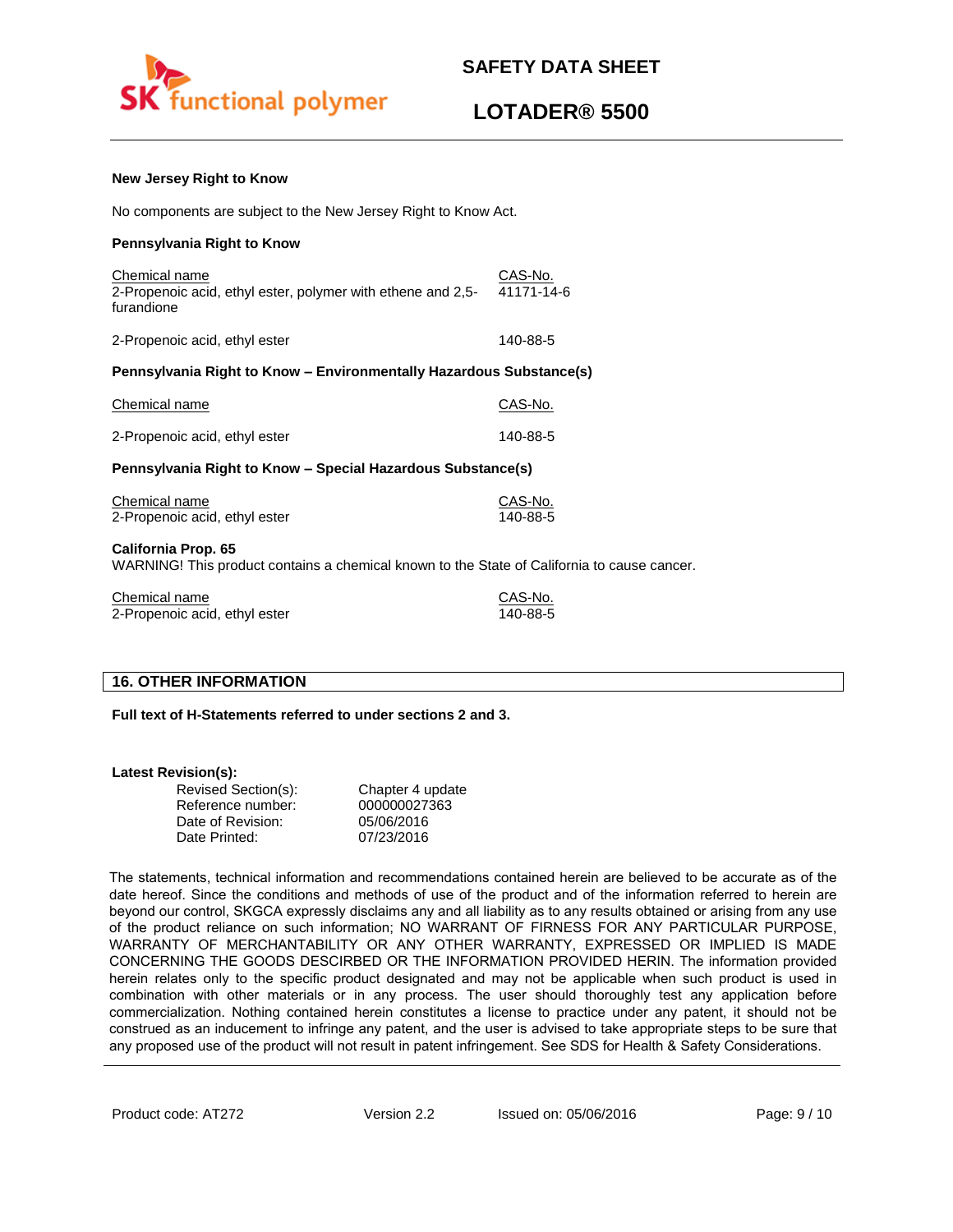**New Jersey Right to Know**

No components are subject to the New Jersey Right to Know Act.

**Pennsylvania Right to Know**

| Chemical name | CAS-No. |
| --- | --- |
| 2-Propenoic acid, ethyl ester, polymer with ethene and 2,5-furandione | 41171-14-6 |
| 2-Propenoic acid, ethyl ester | 140-88-5 |

**Pennsylvania Right to Know – Environmentally Hazardous Substance(s)**

| Chemical name | CAS-No. |
| --- | --- |
| 2-Propenoic acid, ethyl ester | 140-88-5 |

**Pennsylvania Right to Know – Special Hazardous Substance(s)**

| Chemical name | CAS-No. |
| --- | --- |
| 2-Propenoic acid, ethyl ester | 140-88-5 |

**California Prop. 65**

WARNING! This product contains a chemical known to the State of California to cause cancer.

| Chemical name | CAS-No. |
| --- | --- |
| 2-Propenoic acid, ethyl ester | 140-88-5 |

## 16. OTHER INFORMATION

**Full text of H-Statements referred to under sections 2 and 3.**

**Latest Revision(s):**

| | |
| --- | --- |
| Revised Section(s): | Chapter 4 update |
| Reference number: | 000000027363 |
| Date of Revision: | 05/06/2016 |
| Date Printed: | 07/23/2016 |

The statements, technical information and recommendations contained herein are believed to be accurate as of the date hereof. Since the conditions and methods of use of the product and of the information referred to herein are beyond our control, SKGCA expressly disclaims any and all liability as to any results obtained or arising from any use of the product reliance on such information; NO WARRANT OF FIRNESS FOR ANY PARTICULAR PURPOSE, WARRANTY OF MERCHANTABILITY OR ANY OTHER WARRANTY, EXPRESSED OR IMPLIED IS MADE CONCERNING THE GOODS DESCRIBED OR THE INFORMATION PROVIDED HERIN. The information provided herein relates only to the specific product designated and may not be applicable when such product is used in combination with other materials or in any process. The user should thoroughly test any application before commercialization. Nothing contained herein constitutes a license to practice under any patent, it should not be construed as an inducement to infringe any patent, and the user is advised to take appropriate steps to be sure that any proposed use of the product will not result in patent infringement. See SDS for Health & Safety Considerations.

Product code: AT272 Version 2.2 Issued on: 05/06/2016